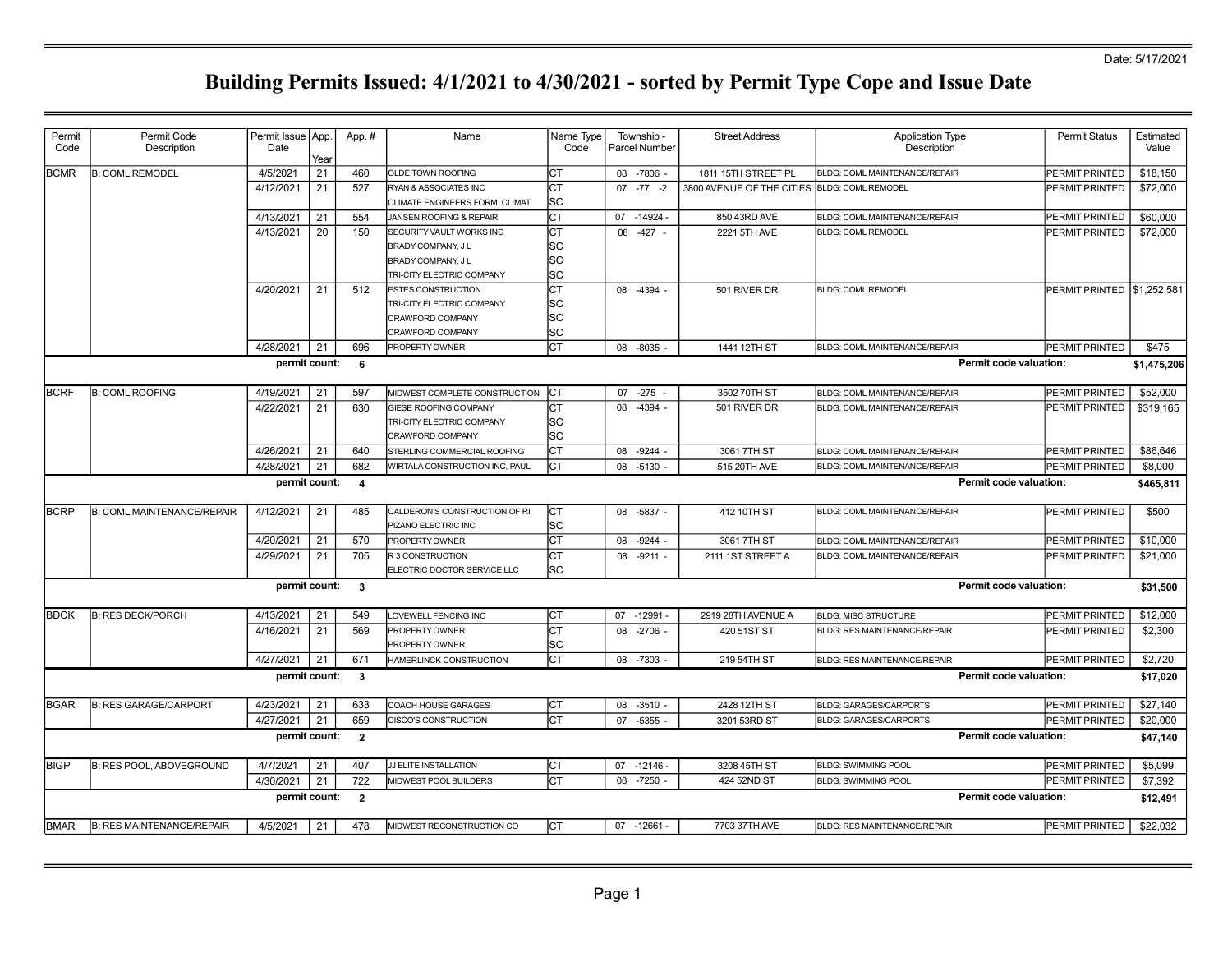Date: 5/17/2021

# Building Permits Issued: 4/1/2021 to 4/30/2021 - sorted by Permit Type Cope and Issue Date

| Permit Code | Permit Code Description | Permit Issue Date | App. Year | App. # | Name | Name Type Code | Township - Parcel Number | Street Address | Application Type Description | Permit Status | Estimated Value |
|---|---|---|---|---|---|---|---|---|---|---|---|
| BCMR | B: COML REMODEL | 4/5/2021 | 21 | 460 | OLDE TOWN ROOFING | CT | 08 -7806 - | 1811 15TH STREET PL | BLDG: COML MAINTENANCE/REPAIR | PERMIT PRINTED | $18,150 |
| | | 4/12/2021 | 21 | 527 | RYAN & ASSOCIATES INC | CT | 07 -77 -2 | 3800 AVENUE OF THE CITIES | BLDG: COML REMODEL | PERMIT PRINTED | $72,000 |
| | | | | | CLIMATE ENGINEERS FORM. CLIMAT | SC | | | | | |
| | | 4/13/2021 | 21 | 554 | JANSEN ROOFING & REPAIR | CT | 07 -14924 - | 850 43RD AVE | BLDG: COML MAINTENANCE/REPAIR | PERMIT PRINTED | $60,000 |
| | | 4/13/2021 | 20 | 150 | SECURITY VAULT WORKS INC | CT | 08 -427 - | 2221 5TH AVE | BLDG: COML REMODEL | PERMIT PRINTED | $72,000 |
| | | | | | BRADY COMPANY, J L | SC | | | | | |
| | | | | | BRADY COMPANY, J L | SC | | | | | |
| | | | | | TRI-CITY ELECTRIC COMPANY | SC | | | | | |
| | | 4/20/2021 | 21 | 512 | ESTES CONSTRUCTION | CT | 08 -4394 - | 501 RIVER DR | BLDG: COML REMODEL | PERMIT PRINTED | $1,252,581 |
| | | | | | TRI-CITY ELECTRIC COMPANY | SC | | | | | |
| | | | | | CRAWFORD COMPANY | SC | | | | | |
| | | | | | CRAWFORD COMPANY | SC | | | | | |
| | | 4/28/2021 | 21 | 696 | PROPERTY OWNER | CT | 08 -8035 - | 1441 12TH ST | BLDG: COML MAINTENANCE/REPAIR | PERMIT PRINTED | $475 |
| | | **permit count:** | | **6** | | | | | | **Permit code valuation:** | **$1,475,206** |
| BCRF | B: COML ROOFING | 4/19/2021 | 21 | 597 | MIDWEST COMPLETE CONSTRUCTION | CT | 07 -275 - | 3502 70TH ST | BLDG: COML MAINTENANCE/REPAIR | PERMIT PRINTED | $52,000 |
| | | 4/22/2021 | 21 | 630 | GIESE ROOFING COMPANY | CT | 08 -4394 - | 501 RIVER DR | BLDG: COML MAINTENANCE/REPAIR | PERMIT PRINTED | $319,165 |
| | | | | | TRI-CITY ELECTRIC COMPANY | SC | | | | | |
| | | | | | CRAWFORD COMPANY | SC | | | | | |
| | | 4/26/2021 | 21 | 640 | STERLING COMMERCIAL ROOFING | CT | 08 -9244 - | 3061 7TH ST | BLDG: COML MAINTENANCE/REPAIR | PERMIT PRINTED | $86,646 |
| | | 4/28/2021 | 21 | 682 | WIRTALA CONSTRUCTION INC, PAUL | CT | 08 -5130 - | 515 20TH AVE | BLDG: COML MAINTENANCE/REPAIR | PERMIT PRINTED | $8,000 |
| | | **permit count:** | | **4** | | | | | | **Permit code valuation:** | **$465,811** |
| BCRP | B: COML MAINTENANCE/REPAIR | 4/12/2021 | 21 | 485 | CALDERON'S CONSTRUCTION OF RI | CT | 08 -5837 - | 412 10TH ST | BLDG: COML MAINTENANCE/REPAIR | PERMIT PRINTED | $500 |
| | | | | | PIZANO ELECTRIC INC | SC | | | | | |
| | | 4/20/2021 | 21 | 570 | PROPERTY OWNER | CT | 08 -9244 - | 3061 7TH ST | BLDG: COML MAINTENANCE/REPAIR | PERMIT PRINTED | $10,000 |
| | | 4/29/2021 | 21 | 705 | R 3 CONSTRUCTION | CT | 08 -9211 - | 2111 1ST STREET A | BLDG: COML MAINTENANCE/REPAIR | PERMIT PRINTED | $21,000 |
| | | | | | ELECTRIC DOCTOR SERVICE LLC | SC | | | | | |
| | | **permit count:** | | **3** | | | | | | **Permit code valuation:** | **$31,500** |
| BDCK | B: RES DECK/PORCH | 4/13/2021 | 21 | 549 | LOVEWELL FENCING INC | CT | 07 -12991 - | 2919 28TH AVENUE A | BLDG: MISC STRUCTURE | PERMIT PRINTED | $12,000 |
| | | 4/16/2021 | 21 | 569 | PROPERTY OWNER | CT | 08 -2706 - | 420 51ST ST | BLDG: RES MAINTENANCE/REPAIR | PERMIT PRINTED | $2,300 |
| | | | | | PROPERTY OWNER | SC | | | | | |
| | | 4/27/2021 | 21 | 671 | HAMERLINCK CONSTRUCTION | CT | 08 -7303 - | 219 54TH ST | BLDG: RES MAINTENANCE/REPAIR | PERMIT PRINTED | $2,720 |
| | | **permit count:** | | **3** | | | | | | **Permit code valuation:** | **$17,020** |
| BGAR | B: RES GARAGE/CARPORT | 4/23/2021 | 21 | 633 | COACH HOUSE GARAGES | CT | 08 -3510 - | 2428 12TH ST | BLDG: GARAGES/CARPORTS | PERMIT PRINTED | $27,140 |
| | | 4/27/2021 | 21 | 659 | CISCO'S CONSTRUCTION | CT | 07 -5355 - | 3201 53RD ST | BLDG: GARAGES/CARPORTS | PERMIT PRINTED | $20,000 |
| | | **permit count:** | | **2** | | | | | | **Permit code valuation:** | **$47,140** |
| BIGP | B: RES POOL, ABOVEGROUND | 4/7/2021 | 21 | 407 | JJ ELITE INSTALLATION | CT | 07 -12146 - | 3208 45TH ST | BLDG: SWIMMING POOL | PERMIT PRINTED | $5,099 |
| | | 4/30/2021 | 21 | 722 | MIDWEST POOL BUILDERS | CT | 08 -7250 - | 424 52ND ST | BLDG: SWIMMING POOL | PERMIT PRINTED | $7,392 |
| | | **permit count:** | | **2** | | | | | | **Permit code valuation:** | **$12,491** |
| BMAR | B: RES MAINTENANCE/REPAIR | 4/5/2021 | 21 | 478 | MIDWEST RECONSTRUCTION CO | CT | 07 -12661 - | 7703 37TH AVE | BLDG: RES MAINTENANCE/REPAIR | PERMIT PRINTED | $22,032 |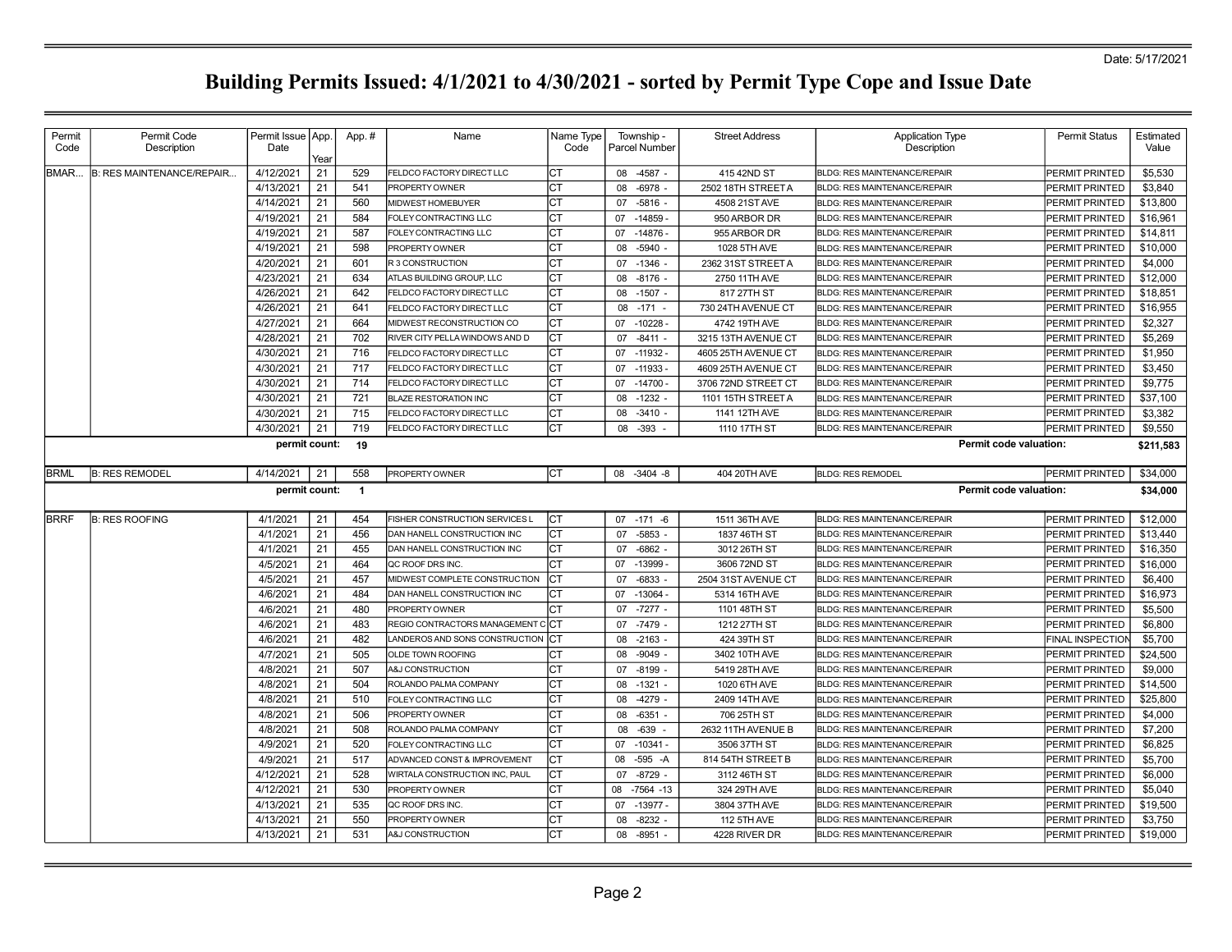Date: 5/17/2021

# Building Permits Issued: 4/1/2021 to 4/30/2021 - sorted by Permit Type Cope and Issue Date

| Permit Code | Permit Code Description | Permit Issue Date | App. Year | App. # | Name | Name Type Code | Township - Parcel Number | Street Address | Application Type Description | Permit Status | Estimated Value |
|---|---|---|---|---|---|---|---|---|---|---|---|
| BMAR... | B: RES MAINTENANCE/REPAIR... | 4/12/2021 | 21 | 529 | FELDCO FACTORY DIRECT LLC | CT | 08 -4587 - | 415 42ND ST | BLDG: RES MAINTENANCE/REPAIR | PERMIT PRINTED | $5,530 |
| | | 4/13/2021 | 21 | 541 | PROPERTY OWNER | CT | 08 -6978 - | 2502 18TH STREET A | BLDG: RES MAINTENANCE/REPAIR | PERMIT PRINTED | $3,840 |
| | | 4/14/2021 | 21 | 560 | MIDWEST HOMEBUYER | CT | 07 -5816 - | 4508 21ST AVE | BLDG: RES MAINTENANCE/REPAIR | PERMIT PRINTED | $13,800 |
| | | 4/19/2021 | 21 | 584 | FOLEY CONTRACTING LLC | CT | 07 -14859 - | 950 ARBOR DR | BLDG: RES MAINTENANCE/REPAIR | PERMIT PRINTED | $16,961 |
| | | 4/19/2021 | 21 | 587 | FOLEY CONTRACTING LLC | CT | 07 -14876 - | 955 ARBOR DR | BLDG: RES MAINTENANCE/REPAIR | PERMIT PRINTED | $14,811 |
| | | 4/19/2021 | 21 | 598 | PROPERTY OWNER | CT | 08 -5940 - | 1028 5TH AVE | BLDG: RES MAINTENANCE/REPAIR | PERMIT PRINTED | $10,000 |
| | | 4/20/2021 | 21 | 601 | R 3 CONSTRUCTION | CT | 07 -1346 - | 2362 31ST STREET A | BLDG: RES MAINTENANCE/REPAIR | PERMIT PRINTED | $4,000 |
| | | 4/23/2021 | 21 | 634 | ATLAS BUILDING GROUP, LLC | CT | 08 -8176 - | 2750 11TH AVE | BLDG: RES MAINTENANCE/REPAIR | PERMIT PRINTED | $12,000 |
| | | 4/26/2021 | 21 | 642 | FELDCO FACTORY DIRECT LLC | CT | 08 -1507 - | 817 27TH ST | BLDG: RES MAINTENANCE/REPAIR | PERMIT PRINTED | $18,851 |
| | | 4/26/2021 | 21 | 641 | FELDCO FACTORY DIRECT LLC | CT | 08 -171 - | 730 24TH AVENUE CT | BLDG: RES MAINTENANCE/REPAIR | PERMIT PRINTED | $16,955 |
| | | 4/27/2021 | 21 | 664 | MIDWEST RECONSTRUCTION CO | CT | 07 -10228 - | 4742 19TH AVE | BLDG: RES MAINTENANCE/REPAIR | PERMIT PRINTED | $2,327 |
| | | 4/28/2021 | 21 | 702 | RIVER CITY PELLA WINDOWS AND D | CT | 07 -8411 - | 3215 13TH AVENUE CT | BLDG: RES MAINTENANCE/REPAIR | PERMIT PRINTED | $5,269 |
| | | 4/30/2021 | 21 | 716 | FELDCO FACTORY DIRECT LLC | CT | 07 -11932 - | 4605 25TH AVENUE CT | BLDG: RES MAINTENANCE/REPAIR | PERMIT PRINTED | $1,950 |
| | | 4/30/2021 | 21 | 717 | FELDCO FACTORY DIRECT LLC | CT | 07 -11933 - | 4609 25TH AVENUE CT | BLDG: RES MAINTENANCE/REPAIR | PERMIT PRINTED | $3,450 |
| | | 4/30/2021 | 21 | 714 | FELDCO FACTORY DIRECT LLC | CT | 07 -14700 - | 3706 72ND STREET CT | BLDG: RES MAINTENANCE/REPAIR | PERMIT PRINTED | $9,775 |
| | | 4/30/2021 | 21 | 721 | BLAZE RESTORATION INC | CT | 08 -1232 - | 1101 15TH STREET A | BLDG: RES MAINTENANCE/REPAIR | PERMIT PRINTED | $37,100 |
| | | 4/30/2021 | 21 | 715 | FELDCO FACTORY DIRECT LLC | CT | 08 -3410 - | 1141 12TH AVE | BLDG: RES MAINTENANCE/REPAIR | PERMIT PRINTED | $3,382 |
| | | 4/30/2021 | 21 | 719 | FELDCO FACTORY DIRECT LLC | CT | 08 -393 - | 1110 17TH ST | BLDG: RES MAINTENANCE/REPAIR | PERMIT PRINTED | $9,550 |
| | | **permit count:** | | **19** | | | | | **Permit code valuation:** | | **$211,583** |
| BRML | B: RES REMODEL | 4/14/2021 | 21 | 558 | PROPERTY OWNER | CT | 08 -3404 -8 | 404 20TH AVE | BLDG: RES REMODEL | PERMIT PRINTED | $34,000 |
| | | **permit count:** | | **1** | | | | | **Permit code valuation:** | | **$34,000** |
| BRRF | B: RES ROOFING | 4/1/2021 | 21 | 454 | FISHER CONSTRUCTION SERVICES L | CT | 07 -171 -6 | 1511 36TH AVE | BLDG: RES MAINTENANCE/REPAIR | PERMIT PRINTED | $12,000 |
| | | 4/1/2021 | 21 | 456 | DAN HANELL CONSTRUCTION INC | CT | 07 -5853 - | 1837 46TH ST | BLDG: RES MAINTENANCE/REPAIR | PERMIT PRINTED | $13,440 |
| | | 4/1/2021 | 21 | 455 | DAN HANELL CONSTRUCTION INC | CT | 07 -6862 - | 3012 26TH ST | BLDG: RES MAINTENANCE/REPAIR | PERMIT PRINTED | $16,350 |
| | | 4/5/2021 | 21 | 464 | QC ROOF DRS INC. | CT | 07 -13999 - | 3606 72ND ST | BLDG: RES MAINTENANCE/REPAIR | PERMIT PRINTED | $16,000 |
| | | 4/5/2021 | 21 | 457 | MIDWEST COMPLETE CONSTRUCTION | CT | 07 -6833 - | 2504 31ST AVENUE CT | BLDG: RES MAINTENANCE/REPAIR | PERMIT PRINTED | $6,400 |
| | | 4/6/2021 | 21 | 484 | DAN HANELL CONSTRUCTION INC | CT | 07 -13064 - | 5314 16TH AVE | BLDG: RES MAINTENANCE/REPAIR | PERMIT PRINTED | $16,973 |
| | | 4/6/2021 | 21 | 480 | PROPERTY OWNER | CT | 07 -7277 - | 1101 48TH ST | BLDG: RES MAINTENANCE/REPAIR | PERMIT PRINTED | $5,500 |
| | | 4/6/2021 | 21 | 483 | REGIO CONTRACTORS MANAGEMENT C | CT | 07 -7479 - | 1212 27TH ST | BLDG: RES MAINTENANCE/REPAIR | PERMIT PRINTED | $6,800 |
| | | 4/6/2021 | 21 | 482 | LANDEROS AND SONS CONSTRUCTION | CT | 08 -2163 - | 424 39TH ST | BLDG: RES MAINTENANCE/REPAIR | FINAL INSPECTION | $5,700 |
| | | 4/7/2021 | 21 | 505 | OLDE TOWN ROOFING | CT | 08 -9049 - | 3402 10TH AVE | BLDG: RES MAINTENANCE/REPAIR | PERMIT PRINTED | $24,500 |
| | | 4/8/2021 | 21 | 507 | A&J CONSTRUCTION | CT | 07 -8199 - | 5419 28TH AVE | BLDG: RES MAINTENANCE/REPAIR | PERMIT PRINTED | $9,000 |
| | | 4/8/2021 | 21 | 504 | ROLANDO PALMA COMPANY | CT | 08 -1321 - | 1020 6TH AVE | BLDG: RES MAINTENANCE/REPAIR | PERMIT PRINTED | $14,500 |
| | | 4/8/2021 | 21 | 510 | FOLEY CONTRACTING LLC | CT | 08 -4279 - | 2409 14TH AVE | BLDG: RES MAINTENANCE/REPAIR | PERMIT PRINTED | $25,800 |
| | | 4/8/2021 | 21 | 506 | PROPERTY OWNER | CT | 08 -6351 - | 706 25TH ST | BLDG: RES MAINTENANCE/REPAIR | PERMIT PRINTED | $4,000 |
| | | 4/8/2021 | 21 | 508 | ROLANDO PALMA COMPANY | CT | 08 -639 - | 2632 11TH AVENUE B | BLDG: RES MAINTENANCE/REPAIR | PERMIT PRINTED | $7,200 |
| | | 4/9/2021 | 21 | 520 | FOLEY CONTRACTING LLC | CT | 07 -10341 - | 3506 37TH ST | BLDG: RES MAINTENANCE/REPAIR | PERMIT PRINTED | $6,825 |
| | | 4/9/2021 | 21 | 517 | ADVANCED CONST & IMPROVEMENT | CT | 08 -595 -A | 814 54TH STREET B | BLDG: RES MAINTENANCE/REPAIR | PERMIT PRINTED | $5,700 |
| | | 4/12/2021 | 21 | 528 | WIRTALA CONSTRUCTION INC, PAUL | CT | 07 -8729 - | 3112 46TH ST | BLDG: RES MAINTENANCE/REPAIR | PERMIT PRINTED | $6,000 |
| | | 4/12/2021 | 21 | 530 | PROPERTY OWNER | CT | 08 -7564 -13 | 324 29TH AVE | BLDG: RES MAINTENANCE/REPAIR | PERMIT PRINTED | $5,040 |
| | | 4/13/2021 | 21 | 535 | QC ROOF DRS INC. | CT | 07 -13977 - | 3804 37TH AVE | BLDG: RES MAINTENANCE/REPAIR | PERMIT PRINTED | $19,500 |
| | | 4/13/2021 | 21 | 550 | PROPERTY OWNER | CT | 08 -8232 - | 112 5TH AVE | BLDG: RES MAINTENANCE/REPAIR | PERMIT PRINTED | $3,750 |
| | | 4/13/2021 | 21 | 531 | A&J CONSTRUCTION | CT | 08 -8951 - | 4228 RIVER DR | BLDG: RES MAINTENANCE/REPAIR | PERMIT PRINTED | $19,000 |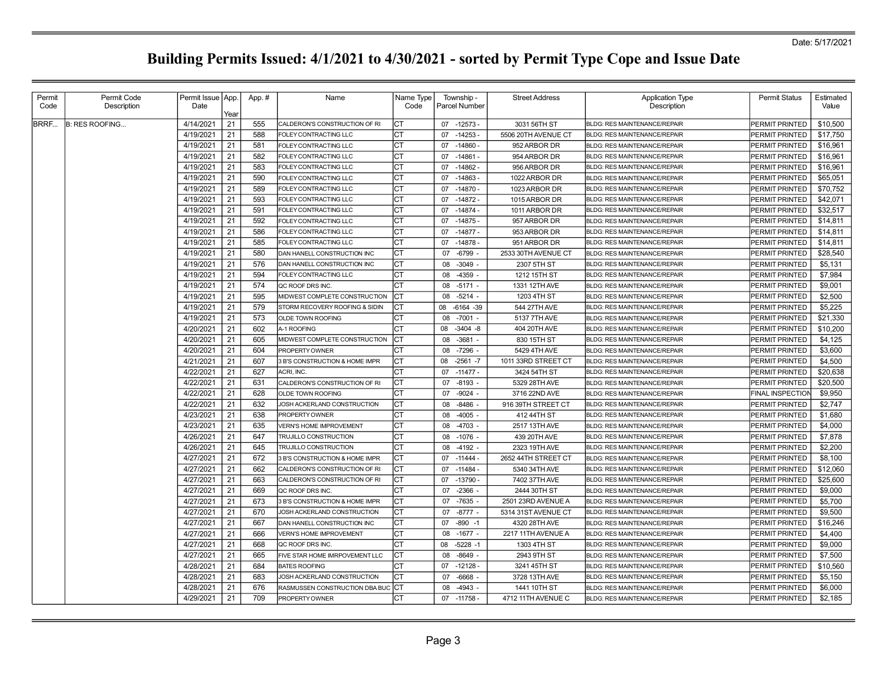Date: 5/17/2021

# Building Permits Issued: 4/1/2021 to 4/30/2021 - sorted by Permit Type Cope and Issue Date

| Permit Code | Permit Code Description | Permit Issue Date | App. Year | App. # | Name | Name Type Code | Township - Parcel Number | Street Address | Application Type Description | Permit Status | Estimated Value |
|---|---|---|---|---|---|---|---|---|---|---|---|
| BRRF... | B: RES ROOFING... | 4/14/2021 | 21 | 555 | CALDERON'S CONSTRUCTION OF RI | CT | 07 -12573 - | 3031 56TH ST | BLDG: RES MAINTENANCE/REPAIR | PERMIT PRINTED | $10,500 |
| | | 4/19/2021 | 21 | 588 | FOLEY CONTRACTING LLC | CT | 07 -14253 - | 5506 20TH AVENUE CT | BLDG: RES MAINTENANCE/REPAIR | PERMIT PRINTED | $17,750 |
| | | 4/19/2021 | 21 | 581 | FOLEY CONTRACTING LLC | CT | 07 -14860 - | 952 ARBOR DR | BLDG: RES MAINTENANCE/REPAIR | PERMIT PRINTED | $16,961 |
| | | 4/19/2021 | 21 | 582 | FOLEY CONTRACTING LLC | CT | 07 -14861 - | 954 ARBOR DR | BLDG: RES MAINTENANCE/REPAIR | PERMIT PRINTED | $16,961 |
| | | 4/19/2021 | 21 | 583 | FOLEY CONTRACTING LLC | CT | 07 -14862 - | 956 ARBOR DR | BLDG: RES MAINTENANCE/REPAIR | PERMIT PRINTED | $16,961 |
| | | 4/19/2021 | 21 | 590 | FOLEY CONTRACTING LLC | CT | 07 -14863 - | 1022 ARBOR DR | BLDG: RES MAINTENANCE/REPAIR | PERMIT PRINTED | $65,051 |
| | | 4/19/2021 | 21 | 589 | FOLEY CONTRACTING LLC | CT | 07 -14870 - | 1023 ARBOR DR | BLDG: RES MAINTENANCE/REPAIR | PERMIT PRINTED | $70,752 |
| | | 4/19/2021 | 21 | 593 | FOLEY CONTRACTING LLC | CT | 07 -14872 - | 1015 ARBOR DR | BLDG: RES MAINTENANCE/REPAIR | PERMIT PRINTED | $42,071 |
| | | 4/19/2021 | 21 | 591 | FOLEY CONTRACTING LLC | CT | 07 -14874 - | 1011 ARBOR DR | BLDG: RES MAINTENANCE/REPAIR | PERMIT PRINTED | $32,517 |
| | | 4/19/2021 | 21 | 592 | FOLEY CONTRACTING LLC | CT | 07 -14875 - | 957 ARBOR DR | BLDG: RES MAINTENANCE/REPAIR | PERMIT PRINTED | $14,811 |
| | | 4/19/2021 | 21 | 586 | FOLEY CONTRACTING LLC | CT | 07 -14877 - | 953 ARBOR DR | BLDG: RES MAINTENANCE/REPAIR | PERMIT PRINTED | $14,811 |
| | | 4/19/2021 | 21 | 585 | FOLEY CONTRACTING LLC | CT | 07 -14878 - | 951 ARBOR DR | BLDG: RES MAINTENANCE/REPAIR | PERMIT PRINTED | $14,811 |
| | | 4/19/2021 | 21 | 580 | DAN HANELL CONSTRUCTION INC | CT | 07 -6799 - | 2533 30TH AVENUE CT | BLDG: RES MAINTENANCE/REPAIR | PERMIT PRINTED | $28,540 |
| | | 4/19/2021 | 21 | 576 | DAN HANELL CONSTRUCTION INC | CT | 08 -3049 - | 2307 5TH ST | BLDG: RES MAINTENANCE/REPAIR | PERMIT PRINTED | $5,131 |
| | | 4/19/2021 | 21 | 594 | FOLEY CONTRACTING LLC | CT | 08 -4359 - | 1212 15TH ST | BLDG: RES MAINTENANCE/REPAIR | PERMIT PRINTED | $7,984 |
| | | 4/19/2021 | 21 | 574 | QC ROOF DRS INC. | CT | 08 -5171 - | 1331 12TH AVE | BLDG: RES MAINTENANCE/REPAIR | PERMIT PRINTED | $9,001 |
| | | 4/19/2021 | 21 | 595 | MIDWEST COMPLETE CONSTRUCTION | CT | 08 -5214 - | 1203 4TH ST | BLDG: RES MAINTENANCE/REPAIR | PERMIT PRINTED | $2,500 |
| | | 4/19/2021 | 21 | 579 | STORM RECOVERY ROOFING & SIDIN | CT | 08 -6164 -39 | 544 27TH AVE | BLDG: RES MAINTENANCE/REPAIR | PERMIT PRINTED | $5,225 |
| | | 4/19/2021 | 21 | 573 | OLDE TOWN ROOFING | CT | 08 -7001 - | 5137 7TH AVE | BLDG: RES MAINTENANCE/REPAIR | PERMIT PRINTED | $21,330 |
| | | 4/20/2021 | 21 | 602 | A-1 ROOFING | CT | 08 -3404 -8 | 404 20TH AVE | BLDG: RES MAINTENANCE/REPAIR | PERMIT PRINTED | $10,200 |
| | | 4/20/2021 | 21 | 605 | MIDWEST COMPLETE CONSTRUCTION | CT | 08 -3681 - | 830 15TH ST | BLDG: RES MAINTENANCE/REPAIR | PERMIT PRINTED | $4,125 |
| | | 4/20/2021 | 21 | 604 | PROPERTY OWNER | CT | 08 -7296 - | 5429 4TH AVE | BLDG: RES MAINTENANCE/REPAIR | PERMIT PRINTED | $3,600 |
| | | 4/21/2021 | 21 | 607 | 3 B'S CONSTRUCTION & HOME IMPR | CT | 08 -2561 -7 | 1011 33RD STREET CT | BLDG: RES MAINTENANCE/REPAIR | PERMIT PRINTED | $4,500 |
| | | 4/22/2021 | 21 | 627 | ACRI, INC. | CT | 07 -11477 - | 3424 54TH ST | BLDG: RES MAINTENANCE/REPAIR | PERMIT PRINTED | $20,638 |
| | | 4/22/2021 | 21 | 631 | CALDERON'S CONSTRUCTION OF RI | CT | 07 -8193 - | 5329 28TH AVE | BLDG: RES MAINTENANCE/REPAIR | PERMIT PRINTED | $20,500 |
| | | 4/22/2021 | 21 | 628 | OLDE TOWN ROOFING | CT | 07 -9024 - | 3716 22ND AVE | BLDG: RES MAINTENANCE/REPAIR | FINAL INSPECTION | $9,950 |
| | | 4/22/2021 | 21 | 632 | JOSH ACKERLAND CONSTRUCTION | CT | 08 -8486 - | 916 39TH STREET CT | BLDG: RES MAINTENANCE/REPAIR | PERMIT PRINTED | $2,747 |
| | | 4/23/2021 | 21 | 638 | PROPERTY OWNER | CT | 08 -4005 - | 412 44TH ST | BLDG: RES MAINTENANCE/REPAIR | PERMIT PRINTED | $1,680 |
| | | 4/23/2021 | 21 | 635 | VERN'S HOME IMPROVEMENT | CT | 08 -4703 - | 2517 13TH AVE | BLDG: RES MAINTENANCE/REPAIR | PERMIT PRINTED | $4,000 |
| | | 4/26/2021 | 21 | 647 | TRUJILLO CONSTRUCTION | CT | 08 -1076 - | 439 20TH AVE | BLDG: RES MAINTENANCE/REPAIR | PERMIT PRINTED | $7,878 |
| | | 4/26/2021 | 21 | 645 | TRUJILLO CONSTRUCTION | CT | 08 -4192 - | 2323 19TH AVE | BLDG: RES MAINTENANCE/REPAIR | PERMIT PRINTED | $2,200 |
| | | 4/27/2021 | 21 | 672 | 3 B'S CONSTRUCTION & HOME IMPR | CT | 07 -11444 - | 2652 44TH STREET CT | BLDG: RES MAINTENANCE/REPAIR | PERMIT PRINTED | $8,100 |
| | | 4/27/2021 | 21 | 662 | CALDERON'S CONSTRUCTION OF RI | CT | 07 -11484 - | 5340 34TH AVE | BLDG: RES MAINTENANCE/REPAIR | PERMIT PRINTED | $12,060 |
| | | 4/27/2021 | 21 | 663 | CALDERON'S CONSTRUCTION OF RI | CT | 07 -13790 - | 7402 37TH AVE | BLDG: RES MAINTENANCE/REPAIR | PERMIT PRINTED | $25,600 |
| | | 4/27/2021 | 21 | 669 | QC ROOF DRS INC. | CT | 07 -2366 - | 2444 30TH ST | BLDG: RES MAINTENANCE/REPAIR | PERMIT PRINTED | $9,000 |
| | | 4/27/2021 | 21 | 673 | 3 B'S CONSTRUCTION & HOME IMPR | CT | 07 -7635 - | 2501 23RD AVENUE A | BLDG: RES MAINTENANCE/REPAIR | PERMIT PRINTED | $5,700 |
| | | 4/27/2021 | 21 | 670 | JOSH ACKERLAND CONSTRUCTION | CT | 07 -8777 - | 5314 31ST AVENUE CT | BLDG: RES MAINTENANCE/REPAIR | PERMIT PRINTED | $9,500 |
| | | 4/27/2021 | 21 | 667 | DAN HANELL CONSTRUCTION INC | CT | 07 -890 -1 | 4320 28TH AVE | BLDG: RES MAINTENANCE/REPAIR | PERMIT PRINTED | $16,246 |
| | | 4/27/2021 | 21 | 666 | VERN'S HOME IMPROVEMENT | CT | 08 -1677 - | 2217 11TH AVENUE A | BLDG: RES MAINTENANCE/REPAIR | PERMIT PRINTED | $4,400 |
| | | 4/27/2021 | 21 | 668 | QC ROOF DRS INC. | CT | 08 -5228 -1 | 1303 4TH ST | BLDG: RES MAINTENANCE/REPAIR | PERMIT PRINTED | $9,000 |
| | | 4/27/2021 | 21 | 665 | FIVE STAR HOME IMRPOVEMENT LLC | CT | 08 -8649 - | 2943 9TH ST | BLDG: RES MAINTENANCE/REPAIR | PERMIT PRINTED | $7,500 |
| | | 4/28/2021 | 21 | 684 | BATES ROOFING | CT | 07 -12128 - | 3241 45TH ST | BLDG: RES MAINTENANCE/REPAIR | PERMIT PRINTED | $10,560 |
| | | 4/28/2021 | 21 | 683 | JOSH ACKERLAND CONSTRUCTION | CT | 07 -6668 - | 3728 13TH AVE | BLDG: RES MAINTENANCE/REPAIR | PERMIT PRINTED | $5,150 |
| | | 4/28/2021 | 21 | 676 | RASMUSSEN CONSTRUCTION DBA BUC | CT | 08 -4943 - | 1441 10TH ST | BLDG: RES MAINTENANCE/REPAIR | PERMIT PRINTED | $6,000 |
| | | 4/29/2021 | 21 | 709 | PROPERTY OWNER | CT | 07 -11758 - | 4712 11TH AVENUE C | BLDG: RES MAINTENANCE/REPAIR | PERMIT PRINTED | $2,185 |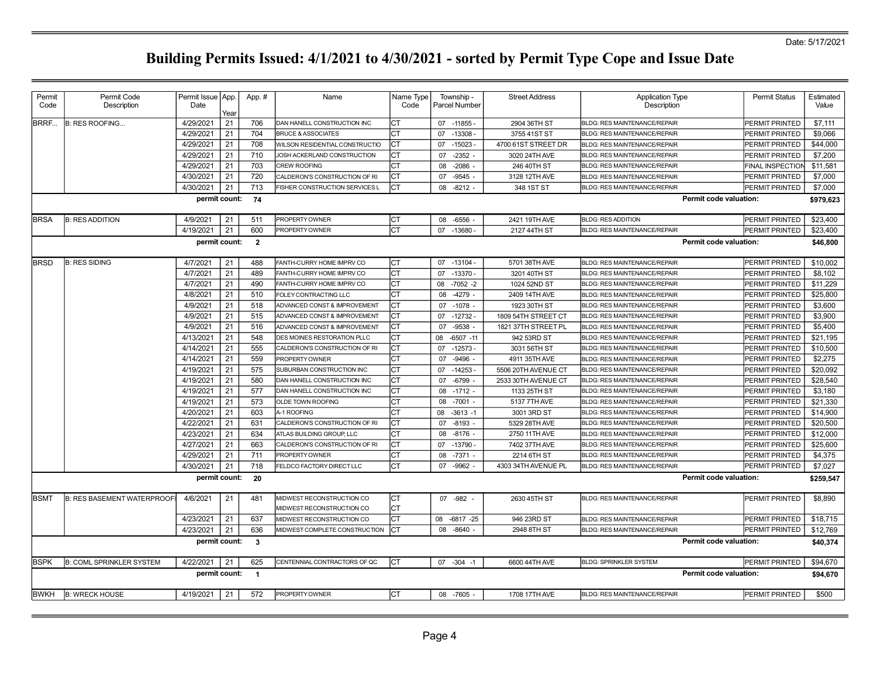Date: 5/17/2021

# Building Permits Issued: 4/1/2021 to 4/30/2021 - sorted by Permit Type Cope and Issue Date

| Permit Code | Permit Code Description | Permit Issue Date | App. Year | App. # | Name | Name Type Code | Township - Parcel Number | Street Address | Application Type Description | Permit Status | Estimated Value |
|---|---|---|---|---|---|---|---|---|---|---|---|
| BRRF... | B: RES ROOFING... | 4/29/2021 | 21 | 706 | DAN HANELL CONSTRUCTION INC | CT | 07 -11855 - | 2904 36TH ST | BLDG: RES MAINTENANCE/REPAIR | PERMIT PRINTED | $7,111 |
| | | 4/29/2021 | 21 | 704 | BRUCE & ASSOCIATES | CT | 07 -13308 - | 3755 41ST ST | BLDG: RES MAINTENANCE/REPAIR | PERMIT PRINTED | $9,066 |
| | | 4/29/2021 | 21 | 708 | WILSON RESIDENTIAL CONSTRUCTIO | CT | 07 -15023 - | 4700 61ST STREET DR | BLDG: RES MAINTENANCE/REPAIR | PERMIT PRINTED | $44,000 |
| | | 4/29/2021 | 21 | 710 | JOSH ACKERLAND CONSTRUCTION | CT | 07 -2352 - | 3020 24TH AVE | BLDG: RES MAINTENANCE/REPAIR | PERMIT PRINTED | $7,200 |
| | | 4/29/2021 | 21 | 703 | CREW ROOFING | CT | 08 -2086 - | 246 40TH ST | BLDG: RES MAINTENANCE/REPAIR | FINAL INSPECTION | $11,581 |
| | | 4/30/2021 | 21 | 720 | CALDERON'S CONSTRUCTION OF RI | CT | 07 -9545 - | 3128 12TH AVE | BLDG: RES MAINTENANCE/REPAIR | PERMIT PRINTED | $7,000 |
| | | 4/30/2021 | 21 | 713 | FISHER CONSTRUCTION SERVICES L | CT | 08 -8212 - | 348 1ST ST | BLDG: RES MAINTENANCE/REPAIR | PERMIT PRINTED | $7,000 |
| | | **permit count:** | | **74** | | | | | **Permit code valuation:** | | **$979,623** |
| BRSA | B: RES ADDITION | 4/9/2021 | 21 | 511 | PROPERTY OWNER | CT | 08 -6556 - | 2421 19TH AVE | BLDG: RES ADDITION | PERMIT PRINTED | $23,400 |
| | | 4/19/2021 | 21 | 600 | PROPERTY OWNER | CT | 07 -13680 - | 2127 44TH ST | BLDG: RES MAINTENANCE/REPAIR | PERMIT PRINTED | $23,400 |
| | | **permit count:** | | **2** | | | | | **Permit code valuation:** | | **$46,800** |
| BRSD | B: RES SIDING | 4/7/2021 | 21 | 488 | FANTH-CURRY HOME IMPRV CO | CT | 07 -13104 - | 5701 38TH AVE | BLDG: RES MAINTENANCE/REPAIR | PERMIT PRINTED | $10,002 |
| | | 4/7/2021 | 21 | 489 | FANTH-CURRY HOME IMPRV CO | CT | 07 -13370 - | 3201 40TH ST | BLDG: RES MAINTENANCE/REPAIR | PERMIT PRINTED | $8,102 |
| | | 4/7/2021 | 21 | 490 | FANTH-CURRY HOME IMPRV CO | CT | 08 -7052 -2 | 1024 52ND ST | BLDG: RES MAINTENANCE/REPAIR | PERMIT PRINTED | $11,229 |
| | | 4/8/2021 | 21 | 510 | FOLEY CONTRACTING LLC | CT | 08 -4279 - | 2409 14TH AVE | BLDG: RES MAINTENANCE/REPAIR | PERMIT PRINTED | $25,800 |
| | | 4/9/2021 | 21 | 518 | ADVANCED CONST & IMPROVEMENT | CT | 07 -1078 - | 1923 30TH ST | BLDG: RES MAINTENANCE/REPAIR | PERMIT PRINTED | $3,600 |
| | | 4/9/2021 | 21 | 515 | ADVANCED CONST & IMPROVEMENT | CT | 07 -12732 - | 1809 54TH STREET CT | BLDG: RES MAINTENANCE/REPAIR | PERMIT PRINTED | $3,900 |
| | | 4/9/2021 | 21 | 516 | ADVANCED CONST & IMPROVEMENT | CT | 07 -9538 - | 1821 37TH STREET PL | BLDG: RES MAINTENANCE/REPAIR | PERMIT PRINTED | $5,400 |
| | | 4/13/2021 | 21 | 548 | DES MOINES RESTORATION PLLC | CT | 08 -6507 -11 | 942 53RD ST | BLDG: RES MAINTENANCE/REPAIR | PERMIT PRINTED | $21,195 |
| | | 4/14/2021 | 21 | 555 | CALDERON'S CONSTRUCTION OF RI | CT | 07 -12573 - | 3031 56TH ST | BLDG: RES MAINTENANCE/REPAIR | PERMIT PRINTED | $10,500 |
| | | 4/14/2021 | 21 | 559 | PROPERTY OWNER | CT | 07 -9496 - | 4911 35TH AVE | BLDG: RES MAINTENANCE/REPAIR | PERMIT PRINTED | $2,275 |
| | | 4/19/2021 | 21 | 575 | SUBURBAN CONSTRUCTION INC | CT | 07 -14253 - | 5506 20TH AVENUE CT | BLDG: RES MAINTENANCE/REPAIR | PERMIT PRINTED | $20,092 |
| | | 4/19/2021 | 21 | 580 | DAN HANELL CONSTRUCTION INC | CT | 07 -6799 - | 2533 30TH AVENUE CT | BLDG: RES MAINTENANCE/REPAIR | PERMIT PRINTED | $28,540 |
| | | 4/19/2021 | 21 | 577 | DAN HANELL CONSTRUCTION INC | CT | 08 -1712 - | 1133 25TH ST | BLDG: RES MAINTENANCE/REPAIR | PERMIT PRINTED | $3,180 |
| | | 4/19/2021 | 21 | 573 | OLDE TOWN ROOFING | CT | 08 -7001 - | 5137 7TH AVE | BLDG: RES MAINTENANCE/REPAIR | PERMIT PRINTED | $21,330 |
| | | 4/20/2021 | 21 | 603 | A-1 ROOFING | CT | 08 -3613 -1 | 3001 3RD ST | BLDG: RES MAINTENANCE/REPAIR | PERMIT PRINTED | $14,900 |
| | | 4/22/2021 | 21 | 631 | CALDERON'S CONSTRUCTION OF RI | CT | 07 -8193 - | 5329 28TH AVE | BLDG: RES MAINTENANCE/REPAIR | PERMIT PRINTED | $20,500 |
| | | 4/23/2021 | 21 | 634 | ATLAS BUILDING GROUP, LLC | CT | 08 -8176 - | 2750 11TH AVE | BLDG: RES MAINTENANCE/REPAIR | PERMIT PRINTED | $12,000 |
| | | 4/27/2021 | 21 | 663 | CALDERON'S CONSTRUCTION OF RI | CT | 07 -13790 - | 7402 37TH AVE | BLDG: RES MAINTENANCE/REPAIR | PERMIT PRINTED | $25,600 |
| | | 4/29/2021 | 21 | 711 | PROPERTY OWNER | CT | 08 -7371 - | 2214 6TH ST | BLDG: RES MAINTENANCE/REPAIR | PERMIT PRINTED | $4,375 |
| | | 4/30/2021 | 21 | 718 | FELDCO FACTORY DIRECT LLC | CT | 07 -9962 - | 4303 34TH AVENUE PL | BLDG: RES MAINTENANCE/REPAIR | PERMIT PRINTED | $7,027 |
| | | **permit count:** | | **20** | | | | | **Permit code valuation:** | | **$259,547** |
| BSMT | B: RES BASEMENT WATERPROOF | 4/6/2021 | 21 | 481 | MIDWEST RECONSTRUCTION CO<br>MIDWEST RECONSTRUCTION CO | CT<br>CT | 07 -982 - | 2630 45TH ST | BLDG: RES MAINTENANCE/REPAIR | PERMIT PRINTED | $8,890 |
| | | 4/23/2021 | 21 | 637 | MIDWEST RECONSTRUCTION CO | CT | 08 -6817 -25 | 946 23RD ST | BLDG: RES MAINTENANCE/REPAIR | PERMIT PRINTED | $18,715 |
| | | 4/23/2021 | 21 | 636 | MIDWEST COMPLETE CONSTRUCTION | CT | 08 -8640 - | 2948 8TH ST | BLDG: RES MAINTENANCE/REPAIR | PERMIT PRINTED | $12,769 |
| | | **permit count:** | | **3** | | | | | **Permit code valuation:** | | **$40,374** |
| BSPK | B: COML SPRINKLER SYSTEM | 4/22/2021 | 21 | 625 | CENTENNIAL CONTRACTORS OF QC | CT | 07 -304 -1 | 6600 44TH AVE | BLDG: SPRINKLER SYSTEM | PERMIT PRINTED | $94,670 |
| | | **permit count:** | | **1** | | | | | **Permit code valuation:** | | **$94,670** |
| BWKH | B: WRECK HOUSE | 4/19/2021 | 21 | 572 | PROPERTY OWNER | CT | 08 -7605 - | 1708 17TH AVE | BLDG: RES MAINTENANCE/REPAIR | PERMIT PRINTED | $500 |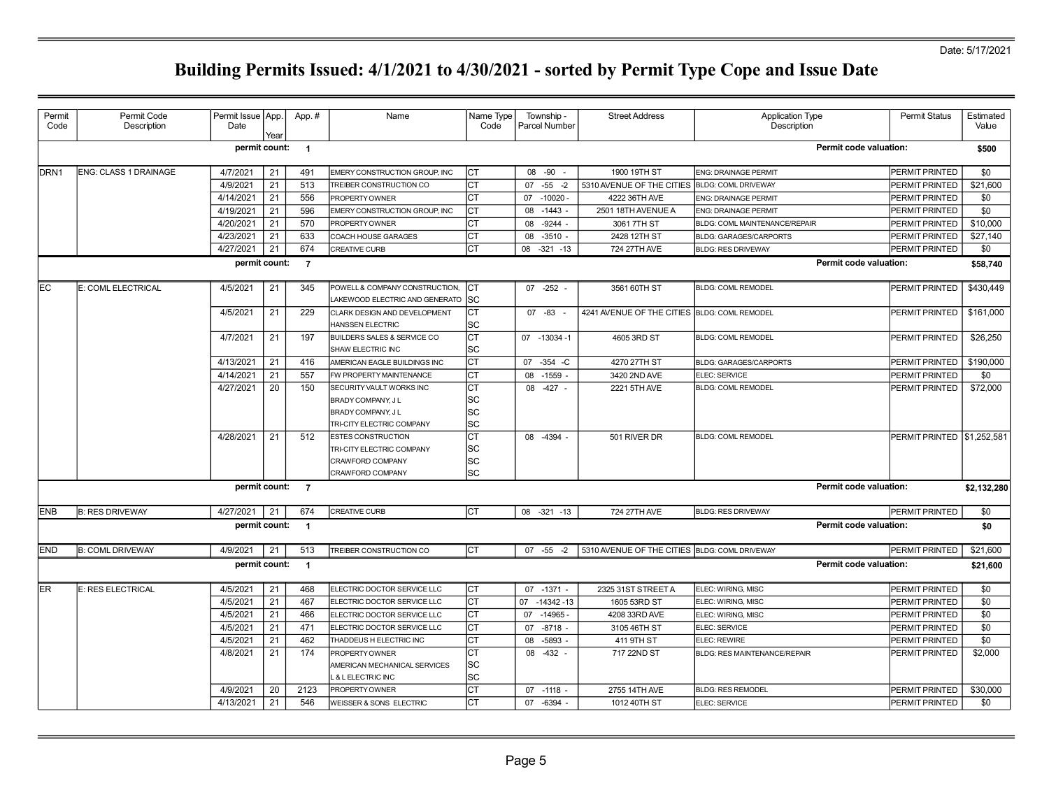Date: 5/17/2021

# Building Permits Issued: 4/1/2021 to 4/30/2021 - sorted by Permit Type Cope and Issue Date

| Permit Code | Permit Code Description | Permit Issue Date | App. Year | App. # | Name | Name Type Code | Township - Parcel Number | Street Address | Application Type Description | Permit Status | Estimated Value |
|---|---|---|---|---|---|---|---|---|---|---|---|
| | | permit count: | | 1 | | | | | Permit code valuation: | | $500 |
| DRN1 | ENG: CLASS 1 DRAINAGE | 4/7/2021 | 21 | 491 | EMERY CONSTRUCTION GROUP, INC | CT | 08 -90 - | 1900 19TH ST | ENG: DRAINAGE PERMIT | PERMIT PRINTED | $0 |
| | | 4/9/2021 | 21 | 513 | TREIBER CONSTRUCTION CO | CT | 07 -55 -2 | 5310 AVENUE OF THE CITIES | BLDG: COML DRIVEWAY | PERMIT PRINTED | $21,600 |
| | | 4/14/2021 | 21 | 556 | PROPERTY OWNER | CT | 07 -10020 - | 4222 36TH AVE | ENG: DRAINAGE PERMIT | PERMIT PRINTED | $0 |
| | | 4/19/2021 | 21 | 596 | EMERY CONSTRUCTION GROUP, INC | CT | 08 -1443 - | 2501 18TH AVENUE A | ENG: DRAINAGE PERMIT | PERMIT PRINTED | $0 |
| | | 4/20/2021 | 21 | 570 | PROPERTY OWNER | CT | 08 -9244 - | 3061 7TH ST | BLDG: COML MAINTENANCE/REPAIR | PERMIT PRINTED | $10,000 |
| | | 4/23/2021 | 21 | 633 | COACH HOUSE GARAGES | CT | 08 -3510 - | 2428 12TH ST | BLDG: GARAGES/CARPORTS | PERMIT PRINTED | $27,140 |
| | | 4/27/2021 | 21 | 674 | CREATIVE CURB | CT | 08 -321 -13 | 724 27TH AVE | BLDG: RES DRIVEWAY | PERMIT PRINTED | $0 |
| | | permit count: | | 7 | | | | | Permit code valuation: | | $58,740 |
| EC | E: COML ELECTRICAL | 4/5/2021 | 21 | 345 | POWELL & COMPANY CONSTRUCTION,<br>LAKEWOOD ELECTRIC AND GENERATO | CT<br>SC | 07 -252 - | 3561 60TH ST | BLDG: COML REMODEL | PERMIT PRINTED | $430,449 |
| | | 4/5/2021 | 21 | 229 | CLARK DESIGN AND DEVELOPMENT<br>HANSSEN ELECTRIC | CT<br>SC | 07 -83 - | 4241 AVENUE OF THE CITIES | BLDG: COML REMODEL | PERMIT PRINTED | $161,000 |
| | | 4/7/2021 | 21 | 197 | BUILDERS SALES & SERVICE CO<br>SHAW ELECTRIC INC | CT<br>SC | 07 -13034 -1 | 4605 3RD ST | BLDG: COML REMODEL | PERMIT PRINTED | $26,250 |
| | | 4/13/2021 | 21 | 416 | AMERICAN EAGLE BUILDINGS INC | CT | 07 -354 -C | 4270 27TH ST | BLDG: GARAGES/CARPORTS | PERMIT PRINTED | $190,000 |
| | | 4/14/2021 | 21 | 557 | FW PROPERTY MAINTENANCE | CT | 08 -1559 - | 3420 2ND AVE | ELEC: SERVICE | PERMIT PRINTED | $0 |
| | | 4/27/2021 | 20 | 150 | SECURITY VAULT WORKS INC<br>BRADY COMPANY, J L<br>BRADY COMPANY, J L<br>TRI-CITY ELECTRIC COMPANY | CT<br>SC<br>SC<br>SC | 08 -427 - | 2221 5TH AVE | BLDG: COML REMODEL | PERMIT PRINTED | $72,000 |
| | | 4/28/2021 | 21 | 512 | ESTES CONSTRUCTION<br>TRI-CITY ELECTRIC COMPANY<br>CRAWFORD COMPANY<br>CRAWFORD COMPANY | CT<br>SC<br>SC<br>SC | 08 -4394 - | 501 RIVER DR | BLDG: COML REMODEL | PERMIT PRINTED | $1,252,581 |
| | | permit count: | | 7 | | | | | Permit code valuation: | | $2,132,280 |
| ENB | B: RES DRIVEWAY | 4/27/2021 | 21 | 674 | CREATIVE CURB | CT | 08 -321 -13 | 724 27TH AVE | BLDG: RES DRIVEWAY | PERMIT PRINTED | $0 |
| | | permit count: | | 1 | | | | | Permit code valuation: | | $0 |
| END | B: COML DRIVEWAY | 4/9/2021 | 21 | 513 | TREIBER CONSTRUCTION CO | CT | 07 -55 -2 | 5310 AVENUE OF THE CITIES | BLDG: COML DRIVEWAY | PERMIT PRINTED | $21,600 |
| | | permit count: | | 1 | | | | | Permit code valuation: | | $21,600 |
| ER | E: RES ELECTRICAL | 4/5/2021 | 21 | 468 | ELECTRIC DOCTOR SERVICE LLC | CT | 07 -1371 - | 2325 31ST STREET A | ELEC: WIRING, MISC | PERMIT PRINTED | $0 |
| | | 4/5/2021 | 21 | 467 | ELECTRIC DOCTOR SERVICE LLC | CT | 07 -14342 -13 | 1605 53RD ST | ELEC: WIRING, MISC | PERMIT PRINTED | $0 |
| | | 4/5/2021 | 21 | 466 | ELECTRIC DOCTOR SERVICE LLC | CT | 07 -14965 - | 4208 33RD AVE | ELEC: WIRING, MISC | PERMIT PRINTED | $0 |
| | | 4/5/2021 | 21 | 471 | ELECTRIC DOCTOR SERVICE LLC | CT | 07 -8718 - | 3105 46TH ST | ELEC: SERVICE | PERMIT PRINTED | $0 |
| | | 4/5/2021 | 21 | 462 | THADDEUS H ELECTRIC INC | CT | 08 -5893 - | 411 9TH ST | ELEC: REWIRE | PERMIT PRINTED | $0 |
| | | 4/8/2021 | 21 | 174 | PROPERTY OWNER<br>AMERICAN MECHANICAL SERVICES<br>L & L ELECTRIC INC | CT<br>SC<br>SC | 08 -432 - | 717 22ND ST | BLDG: RES MAINTENANCE/REPAIR | PERMIT PRINTED | $2,000 |
| | | 4/9/2021 | 20 | 2123 | PROPERTY OWNER | CT | 07 -1118 - | 2755 14TH AVE | BLDG: RES REMODEL | PERMIT PRINTED | $30,000 |
| | | 4/13/2021 | 21 | 546 | WEISSER & SONS ELECTRIC | CT | 07 -6394 - | 1012 40TH ST | ELEC: SERVICE | PERMIT PRINTED | $0 |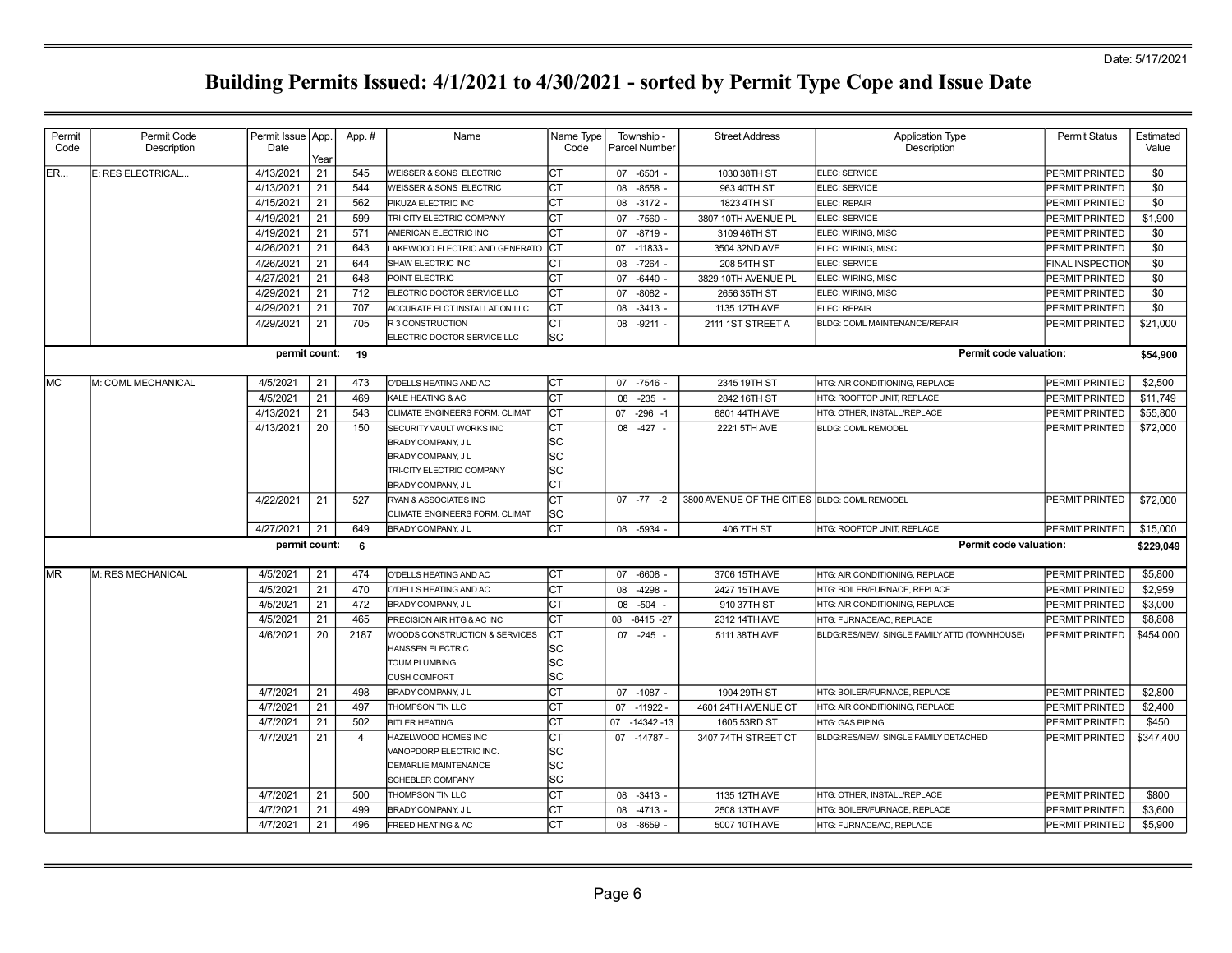Date: 5/17/2021

# Building Permits Issued: 4/1/2021 to 4/30/2021 - sorted by Permit Type Cope and Issue Date

| Permit Code | Permit Code Description | Permit Issue Date | App. Year | App. # | Name | Name Type Code | Township - Parcel Number | Street Address | Application Type Description | Permit Status | Estimated Value |
|---|---|---|---|---|---|---|---|---|---|---|---|
| ER... | E: RES ELECTRICAL... | 4/13/2021 | 21 | 545 | WEISSER & SONS ELECTRIC | CT | 07 -6501 - | 1030 38TH ST | ELEC: SERVICE | PERMIT PRINTED | $0 |
| | | 4/13/2021 | 21 | 544 | WEISSER & SONS ELECTRIC | CT | 08 -8558 - | 963 40TH ST | ELEC: SERVICE | PERMIT PRINTED | $0 |
| | | 4/15/2021 | 21 | 562 | PIKUZA ELECTRIC INC | CT | 08 -3172 - | 1823 4TH ST | ELEC: REPAIR | PERMIT PRINTED | $0 |
| | | 4/19/2021 | 21 | 599 | TRI-CITY ELECTRIC COMPANY | CT | 07 -7560 - | 3807 10TH AVENUE PL | ELEC: SERVICE | PERMIT PRINTED | $1,900 |
| | | 4/19/2021 | 21 | 571 | AMERICAN ELECTRIC INC | CT | 07 -8719 - | 3109 46TH ST | ELEC: WIRING, MISC | PERMIT PRINTED | $0 |
| | | 4/26/2021 | 21 | 643 | LAKEWOOD ELECTRIC AND GENERATO | CT | 07 -11833 - | 3504 32ND AVE | ELEC: WIRING, MISC | PERMIT PRINTED | $0 |
| | | 4/26/2021 | 21 | 644 | SHAW ELECTRIC INC | CT | 08 -7264 - | 208 54TH ST | ELEC: SERVICE | FINAL INSPECTION | $0 |
| | | 4/27/2021 | 21 | 648 | POINT ELECTRIC | CT | 07 -6440 - | 3829 10TH AVENUE PL | ELEC: WIRING, MISC | PERMIT PRINTED | $0 |
| | | 4/29/2021 | 21 | 712 | ELECTRIC DOCTOR SERVICE LLC | CT | 07 -8082 - | 2656 35TH ST | ELEC: WIRING, MISC | PERMIT PRINTED | $0 |
| | | 4/29/2021 | 21 | 707 | ACCURATE ELCT INSTALLATION LLC | CT | 08 -3413 - | 1135 12TH AVE | ELEC: REPAIR | PERMIT PRINTED | $0 |
| | | 4/29/2021 | 21 | 705 | R 3 CONSTRUCTION | CT | 08 -9211 - | 2111 1ST STREET A | BLDG: COML MAINTENANCE/REPAIR | PERMIT PRINTED | $21,000 |
| | | | | | ELECTRIC DOCTOR SERVICE LLC | SC | | | | | |
| | | **permit count:** | | **19** | | | | | **Permit code valuation:** | | **$54,900** |
| MC | M: COML MECHANICAL | 4/5/2021 | 21 | 473 | O'DELLS HEATING AND AC | CT | 07 -7546 - | 2345 19TH ST | HTG: AIR CONDITIONING, REPLACE | PERMIT PRINTED | $2,500 |
| | | 4/5/2021 | 21 | 469 | KALE HEATING & AC | CT | 08 -235 - | 2842 16TH ST | HTG: ROOFTOP UNIT, REPLACE | PERMIT PRINTED | $11,749 |
| | | 4/13/2021 | 21 | 543 | CLIMATE ENGINEERS FORM. CLIMAT | CT | 07 -296 -1 | 6801 44TH AVE | HTG: OTHER, INSTALL/REPLACE | PERMIT PRINTED | $55,800 |
| | | 4/13/2021 | 20 | 150 | SECURITY VAULT WORKS INC | CT | 08 -427 - | 2221 5TH AVE | BLDG: COML REMODEL | PERMIT PRINTED | $72,000 |
| | | | | | BRADY COMPANY, J L | SC | | | | | |
| | | | | | BRADY COMPANY, J L | SC | | | | | |
| | | | | | TRI-CITY ELECTRIC COMPANY | SC | | | | | |
| | | | | | BRADY COMPANY, J L | CT | | | | | |
| | | 4/22/2021 | 21 | 527 | RYAN & ASSOCIATES INC | CT | 07 -77 -2 | 3800 AVENUE OF THE CITIES | BLDG: COML REMODEL | PERMIT PRINTED | $72,000 |
| | | | | | CLIMATE ENGINEERS FORM. CLIMAT | SC | | | | | |
| | | 4/27/2021 | 21 | 649 | BRADY COMPANY, J L | CT | 08 -5934 - | 406 7TH ST | HTG: ROOFTOP UNIT, REPLACE | PERMIT PRINTED | $15,000 |
| | | **permit count:** | | **6** | | | | | **Permit code valuation:** | | **$229,049** |
| MR | M: RES MECHANICAL | 4/5/2021 | 21 | 474 | O'DELLS HEATING AND AC | CT | 07 -6608 - | 3706 15TH AVE | HTG: AIR CONDITIONING, REPLACE | PERMIT PRINTED | $5,800 |
| | | 4/5/2021 | 21 | 470 | O'DELLS HEATING AND AC | CT | 08 -4298 - | 2427 15TH AVE | HTG: BOILER/FURNACE, REPLACE | PERMIT PRINTED | $2,959 |
| | | 4/5/2021 | 21 | 472 | BRADY COMPANY, J L | CT | 08 -504 - | 910 37TH ST | HTG: AIR CONDITIONING, REPLACE | PERMIT PRINTED | $3,000 |
| | | 4/5/2021 | 21 | 465 | PRECISION AIR HTG & AC INC | CT | 08 -8415 -27 | 2312 14TH AVE | HTG: FURNACE/AC, REPLACE | PERMIT PRINTED | $8,808 |
| | | 4/6/2021 | 20 | 2187 | WOODS CONSTRUCTION & SERVICES | CT | 07 -245 - | 5111 38TH AVE | BLDG:RES/NEW, SINGLE FAMILY ATTD (TOWNHOUSE) | PERMIT PRINTED | $454,000 |
| | | | | | HANSSEN ELECTRIC | SC | | | | | |
| | | | | | TOUM PLUMBING | SC | | | | | |
| | | | | | CUSH COMFORT | SC | | | | | |
| | | 4/7/2021 | 21 | 498 | BRADY COMPANY, J L | CT | 07 -1087 - | 1904 29TH ST | HTG: BOILER/FURNACE, REPLACE | PERMIT PRINTED | $2,800 |
| | | 4/7/2021 | 21 | 497 | THOMPSON TIN LLC | CT | 07 -11922 - | 4601 24TH AVENUE CT | HTG: AIR CONDITIONING, REPLACE | PERMIT PRINTED | $2,400 |
| | | 4/7/2021 | 21 | 502 | BITLER HEATING | CT | 07 -14342 -13 | 1605 53RD ST | HTG: GAS PIPING | PERMIT PRINTED | $450 |
| | | 4/7/2021 | 21 | 4 | HAZELWOOD HOMES INC | CT | 07 -14787 - | 3407 74TH STREET CT | BLDG:RES/NEW, SINGLE FAMILY DETACHED | PERMIT PRINTED | $347,400 |
| | | | | | VANOPDORP ELECTRIC INC. | SC | | | | | |
| | | | | | DEMARLIE MAINTENANCE | SC | | | | | |
| | | | | | SCHEBLER COMPANY | SC | | | | | |
| | | 4/7/2021 | 21 | 500 | THOMPSON TIN LLC | CT | 08 -3413 - | 1135 12TH AVE | HTG: OTHER, INSTALL/REPLACE | PERMIT PRINTED | $800 |
| | | 4/7/2021 | 21 | 499 | BRADY COMPANY, J L | CT | 08 -4713 - | 2508 13TH AVE | HTG: BOILER/FURNACE, REPLACE | PERMIT PRINTED | $3,600 |
| | | 4/7/2021 | 21 | 496 | FREED HEATING & AC | CT | 08 -8659 - | 5007 10TH AVE | HTG: FURNACE/AC, REPLACE | PERMIT PRINTED | $5,900 |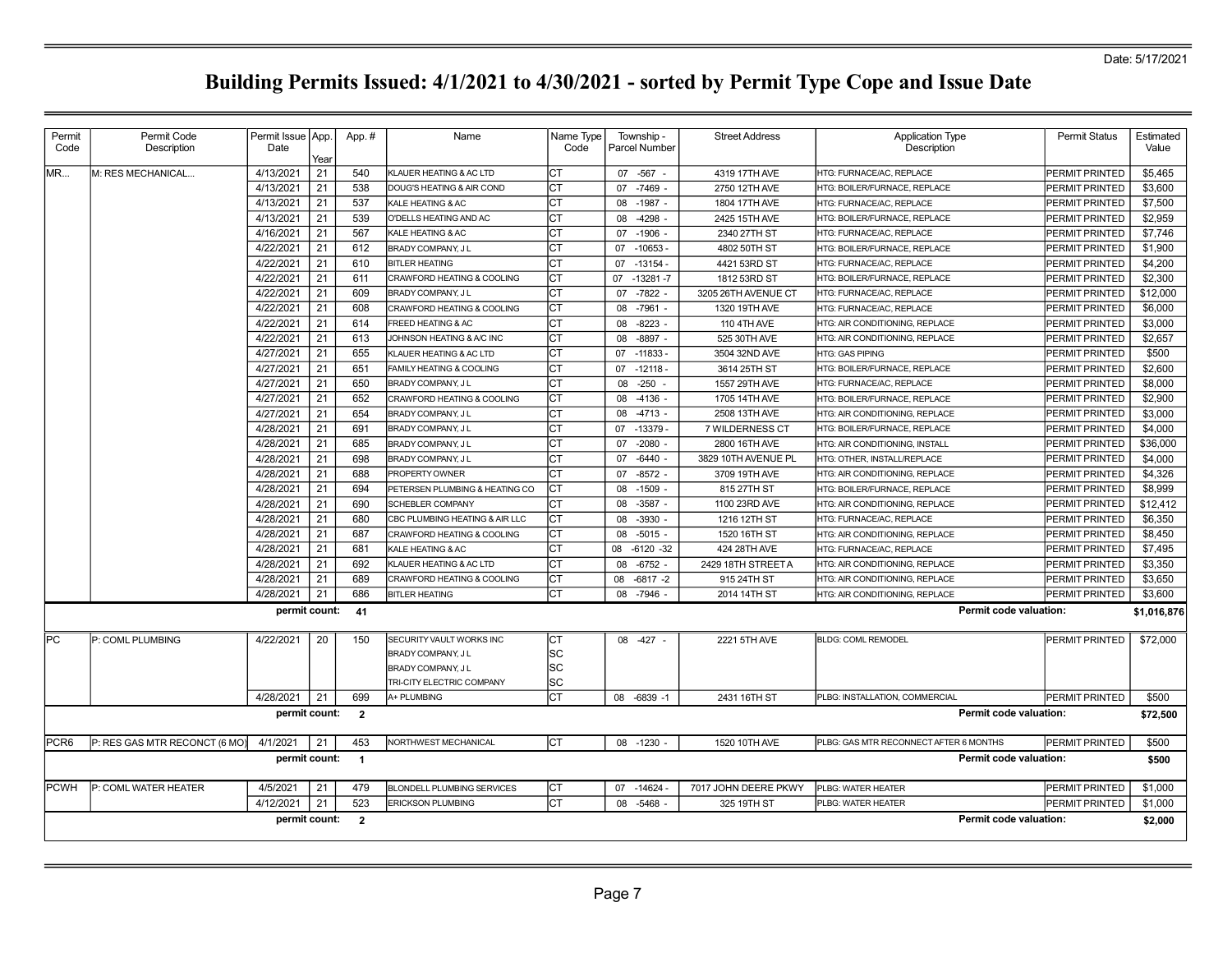Date: 5/17/2021

# Building Permits Issued: 4/1/2021 to 4/30/2021 - sorted by Permit Type Cope and Issue Date

| Permit Code | Permit Code Description | Permit Issue Date | App. Year | App. # | Name | Name Type Code | Township - Parcel Number | Street Address | Application Type Description | Permit Status | Estimated Value |
|---|---|---|---|---|---|---|---|---|---|---|---|
| MR... | M: RES MECHANICAL... | 4/13/2021 | 21 | 540 | KLAUER HEATING & AC LTD | CT | 07 -567 - | 4319 17TH AVE | HTG: FURNACE/AC, REPLACE | PERMIT PRINTED | $5,465 |
| | | 4/13/2021 | 21 | 538 | DOUG'S HEATING & AIR COND | CT | 07 -7469 - | 2750 12TH AVE | HTG: BOILER/FURNACE, REPLACE | PERMIT PRINTED | $3,600 |
| | | 4/13/2021 | 21 | 537 | KALE HEATING & AC | CT | 08 -1987 - | 1804 17TH AVE | HTG: FURNACE/AC, REPLACE | PERMIT PRINTED | $7,500 |
| | | 4/13/2021 | 21 | 539 | O'DELLS HEATING AND AC | CT | 08 -4298 - | 2425 15TH AVE | HTG: BOILER/FURNACE, REPLACE | PERMIT PRINTED | $2,959 |
| | | 4/16/2021 | 21 | 567 | KALE HEATING & AC | CT | 07 -1906 - | 2340 27TH ST | HTG: FURNACE/AC, REPLACE | PERMIT PRINTED | $7,746 |
| | | 4/22/2021 | 21 | 612 | BRADY COMPANY, J L | CT | 07 -10653 - | 4802 50TH ST | HTG: BOILER/FURNACE, REPLACE | PERMIT PRINTED | $1,900 |
| | | 4/22/2021 | 21 | 610 | BITLER HEATING | CT | 07 -13154 - | 4421 53RD ST | HTG: FURNACE/AC, REPLACE | PERMIT PRINTED | $4,200 |
| | | 4/22/2021 | 21 | 611 | CRAWFORD HEATING & COOLING | CT | 07 -13281 -7 | 1812 53RD ST | HTG: BOILER/FURNACE, REPLACE | PERMIT PRINTED | $2,300 |
| | | 4/22/2021 | 21 | 609 | BRADY COMPANY, J L | CT | 07 -7822 - | 3205 26TH AVENUE CT | HTG: FURNACE/AC, REPLACE | PERMIT PRINTED | $12,000 |
| | | 4/22/2021 | 21 | 608 | CRAWFORD HEATING & COOLING | CT | 08 -7961 - | 1320 19TH AVE | HTG: FURNACE/AC, REPLACE | PERMIT PRINTED | $6,000 |
| | | 4/22/2021 | 21 | 614 | FREED HEATING & AC | CT | 08 -8223 - | 110 4TH AVE | HTG: AIR CONDITIONING, REPLACE | PERMIT PRINTED | $3,000 |
| | | 4/22/2021 | 21 | 613 | JOHNSON HEATING & A/C INC | CT | 08 -8897 - | 525 30TH AVE | HTG: AIR CONDITIONING, REPLACE | PERMIT PRINTED | $2,657 |
| | | 4/27/2021 | 21 | 655 | KLAUER HEATING & AC LTD | CT | 07 -11833 - | 3504 32ND AVE | HTG: GAS PIPING | PERMIT PRINTED | $500 |
| | | 4/27/2021 | 21 | 651 | FAMILY HEATING & COOLING | CT | 07 -12118 - | 3614 25TH ST | HTG: BOILER/FURNACE, REPLACE | PERMIT PRINTED | $2,600 |
| | | 4/27/2021 | 21 | 650 | BRADY COMPANY, J L | CT | 08 -250 - | 1557 29TH AVE | HTG: FURNACE/AC, REPLACE | PERMIT PRINTED | $8,000 |
| | | 4/27/2021 | 21 | 652 | CRAWFORD HEATING & COOLING | CT | 08 -4136 - | 1705 14TH AVE | HTG: BOILER/FURNACE, REPLACE | PERMIT PRINTED | $2,900 |
| | | 4/27/2021 | 21 | 654 | BRADY COMPANY, J L | CT | 08 -4713 - | 2508 13TH AVE | HTG: AIR CONDITIONING, REPLACE | PERMIT PRINTED | $3,000 |
| | | 4/28/2021 | 21 | 691 | BRADY COMPANY, J L | CT | 07 -13379 - | 7 WILDERNESS CT | HTG: BOILER/FURNACE, REPLACE | PERMIT PRINTED | $4,000 |
| | | 4/28/2021 | 21 | 685 | BRADY COMPANY, J L | CT | 07 -2080 - | 2800 16TH AVE | HTG: AIR CONDITIONING, INSTALL | PERMIT PRINTED | $36,000 |
| | | 4/28/2021 | 21 | 698 | BRADY COMPANY, J L | CT | 07 -6440 - | 3829 10TH AVENUE PL | HTG: OTHER, INSTALL/REPLACE | PERMIT PRINTED | $4,000 |
| | | 4/28/2021 | 21 | 688 | PROPERTY OWNER | CT | 07 -8572 - | 3709 19TH AVE | HTG: AIR CONDITIONING, REPLACE | PERMIT PRINTED | $4,326 |
| | | 4/28/2021 | 21 | 694 | PETERSEN PLUMBING & HEATING CO | CT | 08 -1509 - | 815 27TH ST | HTG: BOILER/FURNACE, REPLACE | PERMIT PRINTED | $8,999 |
| | | 4/28/2021 | 21 | 690 | SCHEBLER COMPANY | CT | 08 -3587 - | 1100 23RD AVE | HTG: AIR CONDITIONING, REPLACE | PERMIT PRINTED | $12,412 |
| | | 4/28/2021 | 21 | 680 | CBC PLUMBING HEATING & AIR LLC | CT | 08 -3930 - | 1216 12TH ST | HTG: FURNACE/AC, REPLACE | PERMIT PRINTED | $6,350 |
| | | 4/28/2021 | 21 | 687 | CRAWFORD HEATING & COOLING | CT | 08 -5015 - | 1520 16TH ST | HTG: AIR CONDITIONING, REPLACE | PERMIT PRINTED | $8,450 |
| | | 4/28/2021 | 21 | 681 | KALE HEATING & AC | CT | 08 -6120 -32 | 424 28TH AVE | HTG: FURNACE/AC, REPLACE | PERMIT PRINTED | $7,495 |
| | | 4/28/2021 | 21 | 692 | KLAUER HEATING & AC LTD | CT | 08 -6752 - | 2429 18TH STREET A | HTG: AIR CONDITIONING, REPLACE | PERMIT PRINTED | $3,350 |
| | | 4/28/2021 | 21 | 689 | CRAWFORD HEATING & COOLING | CT | 08 -6817 -2 | 915 24TH ST | HTG: AIR CONDITIONING, REPLACE | PERMIT PRINTED | $3,650 |
| | | 4/28/2021 | 21 | 686 | BITLER HEATING | CT | 08 -7946 - | 2014 14TH ST | HTG: AIR CONDITIONING, REPLACE | PERMIT PRINTED | $3,600 |
| | | permit count: | | 41 | | | | | Permit code valuation: | | $1,016,876 |
| PC | P: COML PLUMBING | 4/22/2021 | 20 | 150 | SECURITY VAULT WORKS INC | CT | 08 -427 - | 2221 5TH AVE | BLDG: COML REMODEL | PERMIT PRINTED | $72,000 |
| | | | | | BRADY COMPANY, J L | SC | | | | | |
| | | | | | BRADY COMPANY, J L | SC | | | | | |
| | | | | | TRI-CITY ELECTRIC COMPANY | SC | | | | | |
| | | 4/28/2021 | 21 | 699 | A+ PLUMBING | CT | 08 -6839 -1 | 2431 16TH ST | PLBG: INSTALLATION, COMMERCIAL | PERMIT PRINTED | $500 |
| | | permit count: | | 2 | | | | | Permit code valuation: | | $72,500 |
| PCR6 | P: RES GAS MTR RECONCT (6 MO) | 4/1/2021 | 21 | 453 | NORTHWEST MECHANICAL | CT | 08 -1230 - | 1520 10TH AVE | PLBG: GAS MTR RECONNECT AFTER 6 MONTHS | PERMIT PRINTED | $500 |
| | | permit count: | | 1 | | | | | Permit code valuation: | | $500 |
| PCWH | P: COML WATER HEATER | 4/5/2021 | 21 | 479 | BLONDELL PLUMBING SERVICES | CT | 07 -14624 - | 7017 JOHN DEERE PKWY | PLBG: WATER HEATER | PERMIT PRINTED | $1,000 |
| | | 4/12/2021 | 21 | 523 | ERICKSON PLUMBING | CT | 08 -5468 - | 325 19TH ST | PLBG: WATER HEATER | PERMIT PRINTED | $1,000 |
| | | permit count: | | 2 | | | | | Permit code valuation: | | $2,000 |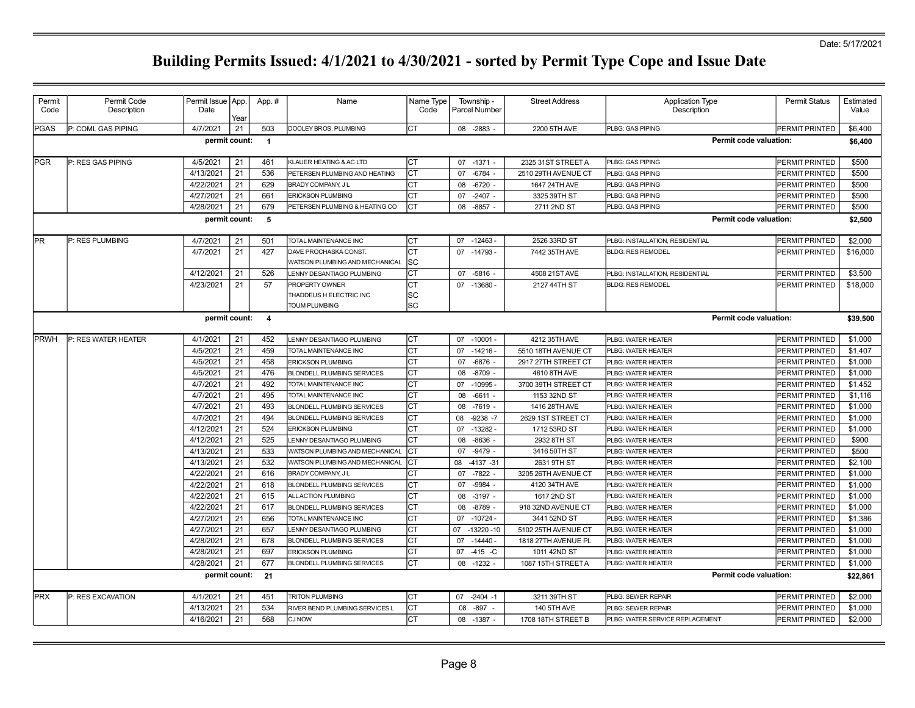Date: 5/17/2021

# Building Permits Issued: 4/1/2021 to 4/30/2021 - sorted by Permit Type Cope and Issue Date

| Permit Code | Permit Code Description | Permit Issue Date | App. Year | App. # | Name | Name Type Code | Township - Parcel Number | Street Address | Application Type Description | Permit Status | Estimated Value |
|---|---|---|---|---|---|---|---|---|---|---|---|
| PGAS | P: COML GAS PIPING | 4/7/2021 | 21 | 503 | DOOLEY BROS. PLUMBING | CT | 08 -2883 - | 2200 5TH AVE | PLBG: GAS PIPING | PERMIT PRINTED | $6,400 |
| | | permit count: | | 1 | | | | | Permit code valuation: | | $6,400 |
| PGR | P: RES GAS PIPING | 4/5/2021 | 21 | 461 | KLAUER HEATING & AC LTD | CT | 07 -1371 - | 2325 31ST STREET A | PLBG: GAS PIPING | PERMIT PRINTED | $500 |
| | | 4/13/2021 | 21 | 536 | PETERSEN PLUMBING AND HEATING | CT | 07 -6784 - | 2510 29TH AVENUE CT | PLBG: GAS PIPING | PERMIT PRINTED | $500 |
| | | 4/22/2021 | 21 | 629 | BRADY COMPANY, J L | CT | 08 -6720 - | 1647 24TH AVE | PLBG: GAS PIPING | PERMIT PRINTED | $500 |
| | | 4/27/2021 | 21 | 661 | ERICKSON PLUMBING | CT | 07 -2407 - | 3325 39TH ST | PLBG: GAS PIPING | PERMIT PRINTED | $500 |
| | | 4/28/2021 | 21 | 679 | PETERSEN PLUMBING & HEATING CO | CT | 08 -8857 - | 2711 2ND ST | PLBG: GAS PIPING | PERMIT PRINTED | $500 |
| | | permit count: | | 5 | | | | | Permit code valuation: | | $2,500 |
| PR | P: RES PLUMBING | 4/7/2021 | 21 | 501 | TOTAL MAINTENANCE INC | CT | 07 -12463 - | 2526 33RD ST | PLBG: INSTALLATION, RESIDENTIAL | PERMIT PRINTED | $2,000 |
| | | 4/7/2021 | 21 | 427 | DAVE PROCHASKA CONST. | CT | 07 -14793 - | 7442 35TH AVE | BLDG: RES REMODEL | PERMIT PRINTED | $16,000 |
| | | | | | WATSON PLUMBING AND MECHANICAL | SC | | | | | |
| | | 4/12/2021 | 21 | 526 | LENNY DESANTIAGO PLUMBING | CT | 07 -5816 - | 4508 21ST AVE | PLBG: INSTALLATION, RESIDENTIAL | PERMIT PRINTED | $3,500 |
| | | 4/23/2021 | 21 | 57 | PROPERTY OWNER | CT | 07 -13680 - | 2127 44TH ST | BLDG: RES REMODEL | PERMIT PRINTED | $18,000 |
| | | | | | THADDEUS H ELECTRIC INC | SC | | | | | |
| | | | | | TOUM PLUMBING | SC | | | | | |
| | | permit count: | | 4 | | | | | Permit code valuation: | | $39,500 |
| PRWH | P: RES WATER HEATER | 4/1/2021 | 21 | 452 | LENNY DESANTIAGO PLUMBING | CT | 07 -10001 - | 4212 35TH AVE | PLBG: WATER HEATER | PERMIT PRINTED | $1,000 |
| | | 4/5/2021 | 21 | 459 | TOTAL MAINTENANCE INC | CT | 07 -14216 - | 5510 18TH AVENUE CT | PLBG: WATER HEATER | PERMIT PRINTED | $1,407 |
| | | 4/5/2021 | 21 | 458 | ERICKSON PLUMBING | CT | 07 -6876 - | 2917 27TH STREET CT | PLBG: WATER HEATER | PERMIT PRINTED | $1,000 |
| | | 4/5/2021 | 21 | 476 | BLONDELL PLUMBING SERVICES | CT | 08 -8709 - | 4610 8TH AVE | PLBG: WATER HEATER | PERMIT PRINTED | $1,000 |
| | | 4/7/2021 | 21 | 492 | TOTAL MAINTENANCE INC | CT | 07 -10995 - | 3700 39TH STREET CT | PLBG: WATER HEATER | PERMIT PRINTED | $1,452 |
| | | 4/7/2021 | 21 | 495 | TOTAL MAINTENANCE INC | CT | 08 -6611 - | 1153 32ND ST | PLBG: WATER HEATER | PERMIT PRINTED | $1,116 |
| | | 4/7/2021 | 21 | 493 | BLONDELL PLUMBING SERVICES | CT | 08 -7619 - | 1416 28TH AVE | PLBG: WATER HEATER | PERMIT PRINTED | $1,000 |
| | | 4/7/2021 | 21 | 494 | BLONDELL PLUMBING SERVICES | CT | 08 -9238 -7 | 2629 1ST STREET CT | PLBG: WATER HEATER | PERMIT PRINTED | $1,000 |
| | | 4/12/2021 | 21 | 524 | ERICKSON PLUMBING | CT | 07 -13282 - | 1712 53RD ST | PLBG: WATER HEATER | PERMIT PRINTED | $1,000 |
| | | 4/12/2021 | 21 | 525 | LENNY DESANTIAGO PLUMBING | CT | 08 -8636 - | 2932 8TH ST | PLBG: WATER HEATER | PERMIT PRINTED | $900 |
| | | 4/13/2021 | 21 | 533 | WATSON PLUMBING AND MECHANICAL | CT | 07 -9479 - | 3416 50TH ST | PLBG: WATER HEATER | PERMIT PRINTED | $500 |
| | | 4/13/2021 | 21 | 532 | WATSON PLUMBING AND MECHANICAL | CT | 08 -4137 -31 | 2631 9TH ST | PLBG: WATER HEATER | PERMIT PRINTED | $2,100 |
| | | 4/22/2021 | 21 | 616 | BRADY COMPANY, J L | CT | 07 -7822 - | 3205 26TH AVENUE CT | PLBG: WATER HEATER | PERMIT PRINTED | $1,000 |
| | | 4/22/2021 | 21 | 618 | BLONDELL PLUMBING SERVICES | CT | 07 -9984 - | 4120 34TH AVE | PLBG: WATER HEATER | PERMIT PRINTED | $1,000 |
| | | 4/22/2021 | 21 | 615 | ALL ACTION PLUMBING | CT | 08 -3197 - | 1617 2ND ST | PLBG: WATER HEATER | PERMIT PRINTED | $1,000 |
| | | 4/22/2021 | 21 | 617 | BLONDELL PLUMBING SERVICES | CT | 08 -8789 - | 918 32ND AVENUE CT | PLBG: WATER HEATER | PERMIT PRINTED | $1,000 |
| | | 4/27/2021 | 21 | 656 | TOTAL MAINTENANCE INC | CT | 07 -10724 - | 3441 52ND ST | PLBG: WATER HEATER | PERMIT PRINTED | $1,386 |
| | | 4/27/2021 | 21 | 657 | LENNY DESANTIAGO PLUMBING | CT | 07 -13220 -10 | 5102 25TH AVENUE CT | PLBG: WATER HEATER | PERMIT PRINTED | $1,000 |
| | | 4/28/2021 | 21 | 678 | BLONDELL PLUMBING SERVICES | CT | 07 -14440 - | 1818 27TH AVENUE PL | PLBG: WATER HEATER | PERMIT PRINTED | $1,000 |
| | | 4/28/2021 | 21 | 697 | ERICKSON PLUMBING | CT | 07 -415 -C | 1011 42ND ST | PLBG: WATER HEATER | PERMIT PRINTED | $1,000 |
| | | 4/28/2021 | 21 | 677 | BLONDELL PLUMBING SERVICES | CT | 08 -1232 - | 1087 15TH STREET A | PLBG: WATER HEATER | PERMIT PRINTED | $1,000 |
| | | permit count: | | 21 | | | | | Permit code valuation: | | $22,861 |
| PRX | P: RES EXCAVATION | 4/1/2021 | 21 | 451 | TRITON PLUMBING | CT | 07 -2404 -1 | 3211 39TH ST | PLBG: SEWER REPAIR | PERMIT PRINTED | $2,000 |
| | | 4/13/2021 | 21 | 534 | RIVER BEND PLUMBING SERVICES L | CT | 08 -897 - | 140 5TH AVE | PLBG: SEWER REPAIR | PERMIT PRINTED | $1,000 |
| | | 4/16/2021 | 21 | 568 | CJ NOW | CT | 08 -1387 - | 1708 18TH STREET B | PLBG: WATER SERVICE REPLACEMENT | PERMIT PRINTED | $2,000 |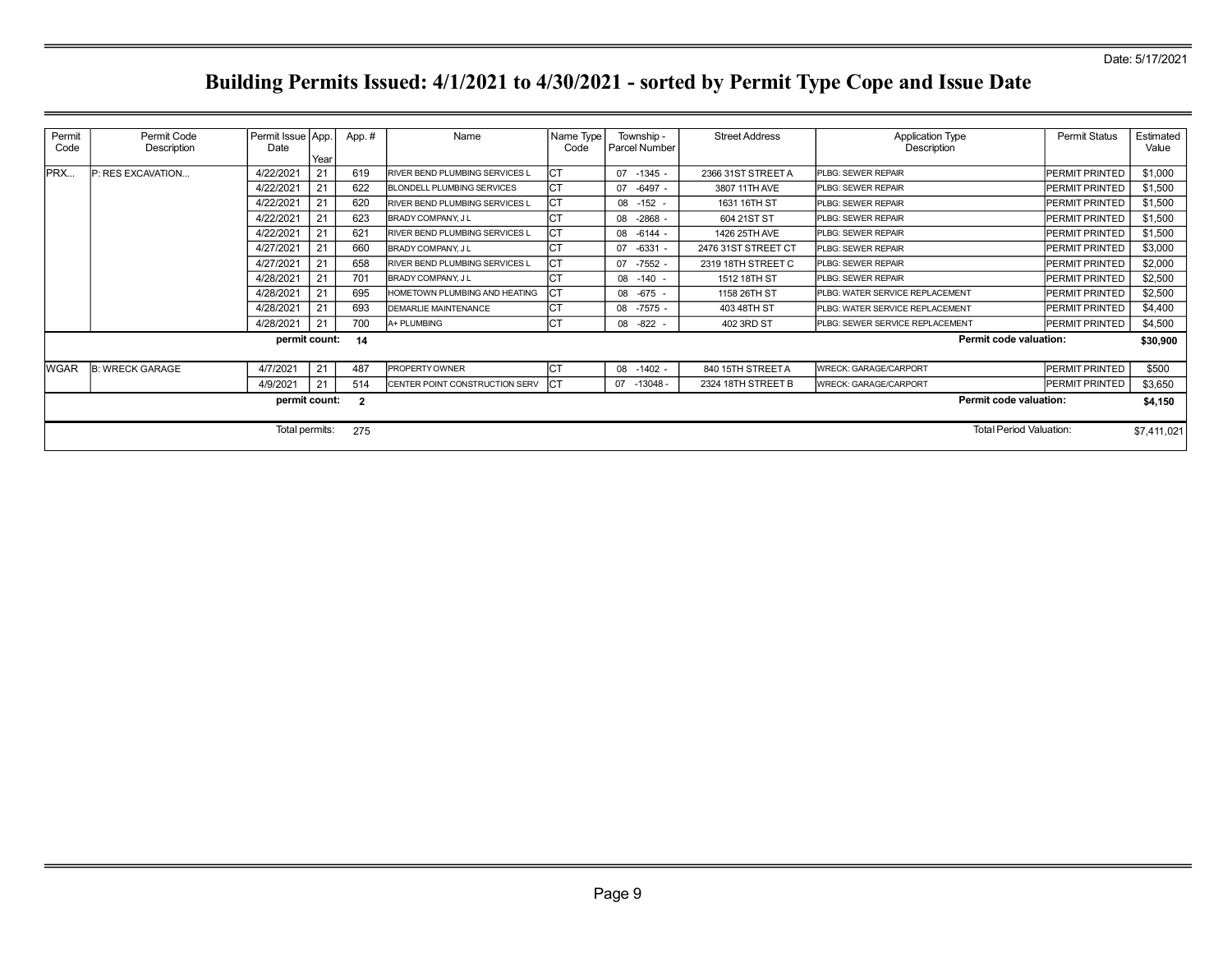Date: 5/17/2021

# Building Permits Issued: 4/1/2021 to 4/30/2021 - sorted by Permit Type Cope and Issue Date

| Permit Code | Permit Code Description | Permit Issue Date | App. Year | App. # | Name | Name Type Code | Township - Parcel Number | Street Address | Application Type Description | Permit Status | Estimated Value |
|---|---|---|---|---|---|---|---|---|---|---|---|
| PRX... | P: RES EXCAVATION... | 4/22/2021 | 21 | 619 | RIVER BEND PLUMBING SERVICES L | CT | 07 -1345 - | 2366 31ST STREET A | PLBG: SEWER REPAIR | PERMIT PRINTED | $1,000 |
| | | 4/22/2021 | 21 | 622 | BLONDELL PLUMBING SERVICES | CT | 07 -6497 - | 3807 11TH AVE | PLBG: SEWER REPAIR | PERMIT PRINTED | $1,500 |
| | | 4/22/2021 | 21 | 620 | RIVER BEND PLUMBING SERVICES L | CT | 08 -152 - | 1631 16TH ST | PLBG: SEWER REPAIR | PERMIT PRINTED | $1,500 |
| | | 4/22/2021 | 21 | 623 | BRADY COMPANY, J L | CT | 08 -2868 - | 604 21ST ST | PLBG: SEWER REPAIR | PERMIT PRINTED | $1,500 |
| | | 4/22/2021 | 21 | 621 | RIVER BEND PLUMBING SERVICES L | CT | 08 -6144 - | 1426 25TH AVE | PLBG: SEWER REPAIR | PERMIT PRINTED | $1,500 |
| | | 4/27/2021 | 21 | 660 | BRADY COMPANY, J L | CT | 07 -6331 - | 2476 31ST STREET CT | PLBG: SEWER REPAIR | PERMIT PRINTED | $3,000 |
| | | 4/27/2021 | 21 | 658 | RIVER BEND PLUMBING SERVICES L | CT | 07 -7552 - | 2319 18TH STREET C | PLBG: SEWER REPAIR | PERMIT PRINTED | $2,000 |
| | | 4/28/2021 | 21 | 701 | BRADY COMPANY, J L | CT | 08 -140 - | 1512 18TH ST | PLBG: SEWER REPAIR | PERMIT PRINTED | $2,500 |
| | | 4/28/2021 | 21 | 695 | HOMETOWN PLUMBING AND HEATING | CT | 08 -675 - | 1158 26TH ST | PLBG: WATER SERVICE REPLACEMENT | PERMIT PRINTED | $2,500 |
| | | 4/28/2021 | 21 | 693 | DEMARLIE MAINTENANCE | CT | 08 -7575 - | 403 48TH ST | PLBG: WATER SERVICE REPLACEMENT | PERMIT PRINTED | $4,400 |
| | | 4/28/2021 | 21 | 700 | A+ PLUMBING | CT | 08 -822 - | 402 3RD ST | PLBG: SEWER SERVICE REPLACEMENT | PERMIT PRINTED | $4,500 |
| | | **permit count:** | | **14** | | | | | **Permit code valuation:** | | **$30,900** |
| WGAR | B: WRECK GARAGE | 4/7/2021 | 21 | 487 | PROPERTY OWNER | CT | 08 -1402 - | 840 15TH STREET A | WRECK: GARAGE/CARPORT | PERMIT PRINTED | $500 |
| | | 4/9/2021 | 21 | 514 | CENTER POINT CONSTRUCTION SERV | CT | 07 -13048 - | 2324 18TH STREET B | WRECK: GARAGE/CARPORT | PERMIT PRINTED | $3,650 |
| | | **permit count:** | | **2** | | | | | **Permit code valuation:** | | **$4,150** |
| | | Total permits: | | 275 | | | | | Total Period Valuation: | | $7,411,021 |